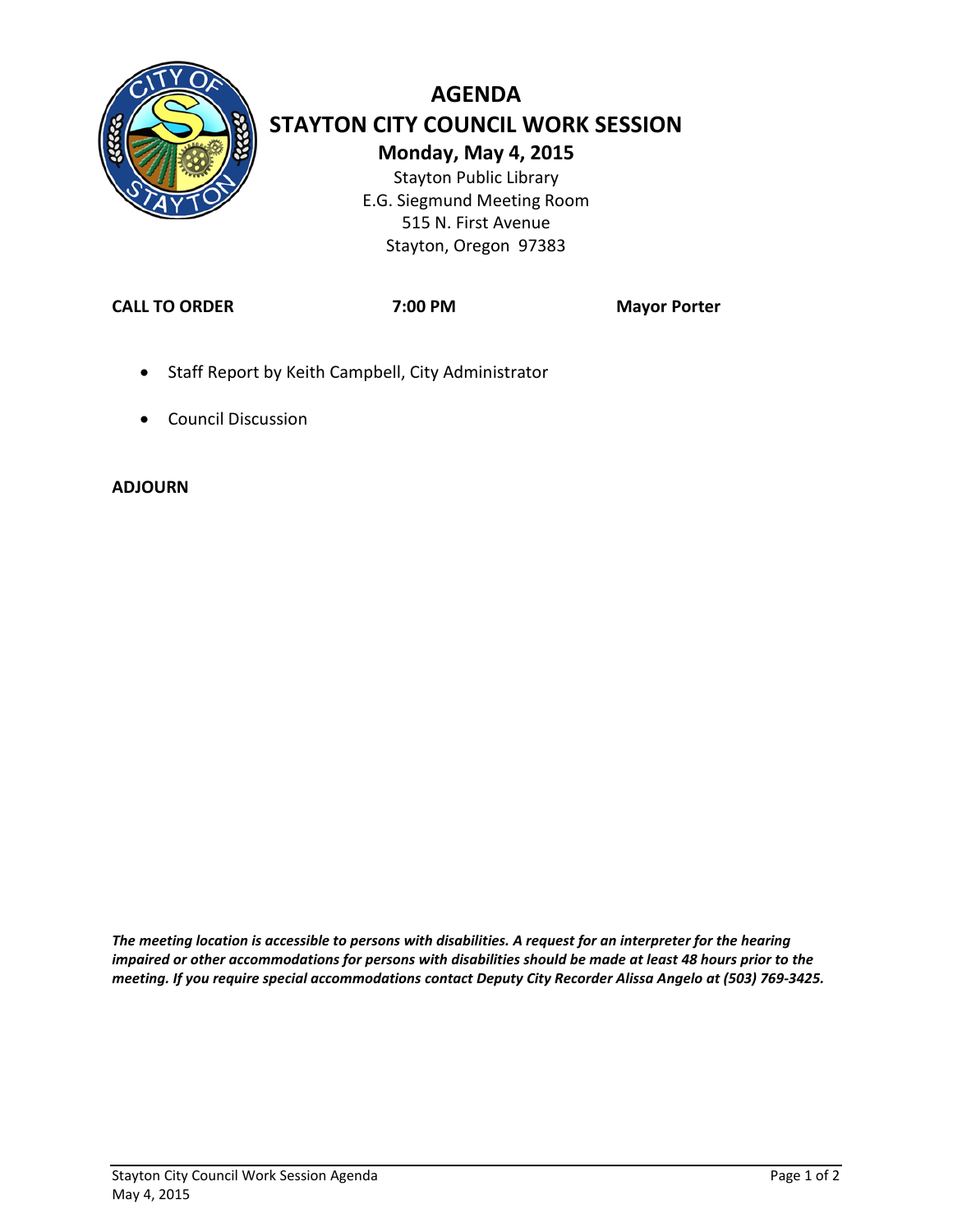# AGENDA

## STAYTON CITY COUNCIL WORK SESSION

### Monday, May 4, 2015

Stayton Public Library
E.G. Siegmund Meeting Room
515 N. First Avenue
Stayton, Oregon 97383

**CALL TO ORDER** **7:00 PM** **Mayor Porter**

- Staff Report by Keith Campbell, City Administrator
- Council Discussion

**ADJOURN**

***The meeting location is accessible to persons with disabilities. A request for an interpreter for the hearing impaired or other accommodations for persons with disabilities should be made at least 48 hours prior to the meeting. If you require special accommodations contact Deputy City Recorder Alissa Angelo at (503) 769-3425.***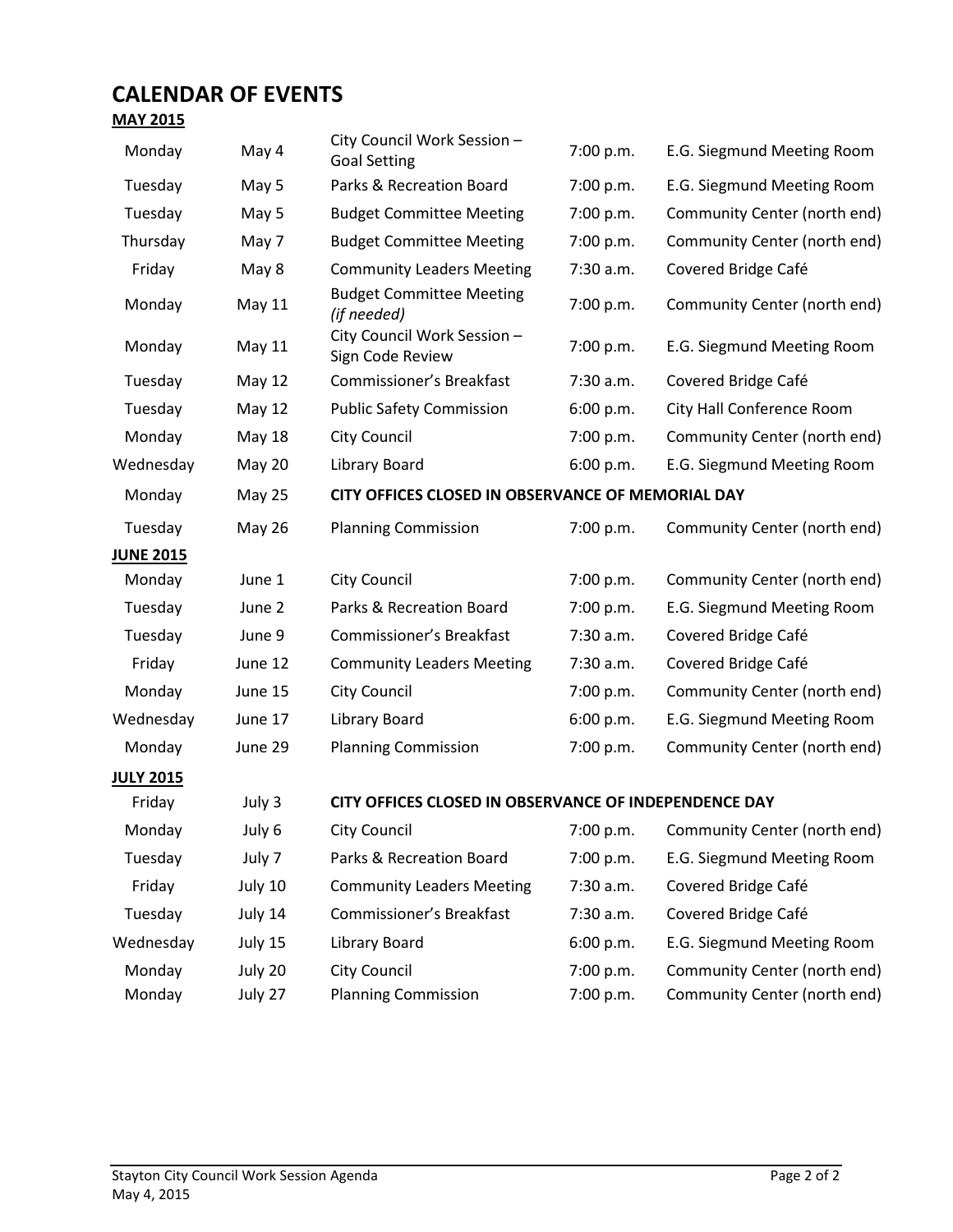# CALENDAR OF EVENTS

**MAY 2015**

| | | | | |
|---|---|---|---|---|
| Monday | May 4 | City Council Work Session – Goal Setting | 7:00 p.m. | E.G. Siegmund Meeting Room |
| Tuesday | May 5 | Parks & Recreation Board | 7:00 p.m. | E.G. Siegmund Meeting Room |
| Tuesday | May 5 | Budget Committee Meeting | 7:00 p.m. | Community Center (north end) |
| Thursday | May 7 | Budget Committee Meeting | 7:00 p.m. | Community Center (north end) |
| Friday | May 8 | Community Leaders Meeting | 7:30 a.m. | Covered Bridge Café |
| Monday | May 11 | Budget Committee Meeting *(if needed)* | 7:00 p.m. | Community Center (north end) |
| Monday | May 11 | City Council Work Session – Sign Code Review | 7:00 p.m. | E.G. Siegmund Meeting Room |
| Tuesday | May 12 | Commissioner's Breakfast | 7:30 a.m. | Covered Bridge Café |
| Tuesday | May 12 | Public Safety Commission | 6:00 p.m. | City Hall Conference Room |
| Monday | May 18 | City Council | 7:00 p.m. | Community Center (north end) |
| Wednesday | May 20 | Library Board | 6:00 p.m. | E.G. Siegmund Meeting Room |
| Monday | May 25 | **CITY OFFICES CLOSED IN OBSERVANCE OF MEMORIAL DAY** | | |
| Tuesday | May 26 | Planning Commission | 7:00 p.m. | Community Center (north end) |

**JUNE 2015**

| | | | | |
|---|---|---|---|---|
| Monday | June 1 | City Council | 7:00 p.m. | Community Center (north end) |
| Tuesday | June 2 | Parks & Recreation Board | 7:00 p.m. | E.G. Siegmund Meeting Room |
| Tuesday | June 9 | Commissioner's Breakfast | 7:30 a.m. | Covered Bridge Café |
| Friday | June 12 | Community Leaders Meeting | 7:30 a.m. | Covered Bridge Café |
| Monday | June 15 | City Council | 7:00 p.m. | Community Center (north end) |
| Wednesday | June 17 | Library Board | 6:00 p.m. | E.G. Siegmund Meeting Room |
| Monday | June 29 | Planning Commission | 7:00 p.m. | Community Center (north end) |

**JULY 2015**

| | | | | |
|---|---|---|---|---|
| Friday | July 3 | **CITY OFFICES CLOSED IN OBSERVANCE OF INDEPENDENCE DAY** | | |
| Monday | July 6 | City Council | 7:00 p.m. | Community Center (north end) |
| Tuesday | July 7 | Parks & Recreation Board | 7:00 p.m. | E.G. Siegmund Meeting Room |
| Friday | July 10 | Community Leaders Meeting | 7:30 a.m. | Covered Bridge Café |
| Tuesday | July 14 | Commissioner's Breakfast | 7:30 a.m. | Covered Bridge Café |
| Wednesday | July 15 | Library Board | 6:00 p.m. | E.G. Siegmund Meeting Room |
| Monday | July 20 | City Council | 7:00 p.m. | Community Center (north end) |
| Monday | July 27 | Planning Commission | 7:00 p.m. | Community Center (north end) |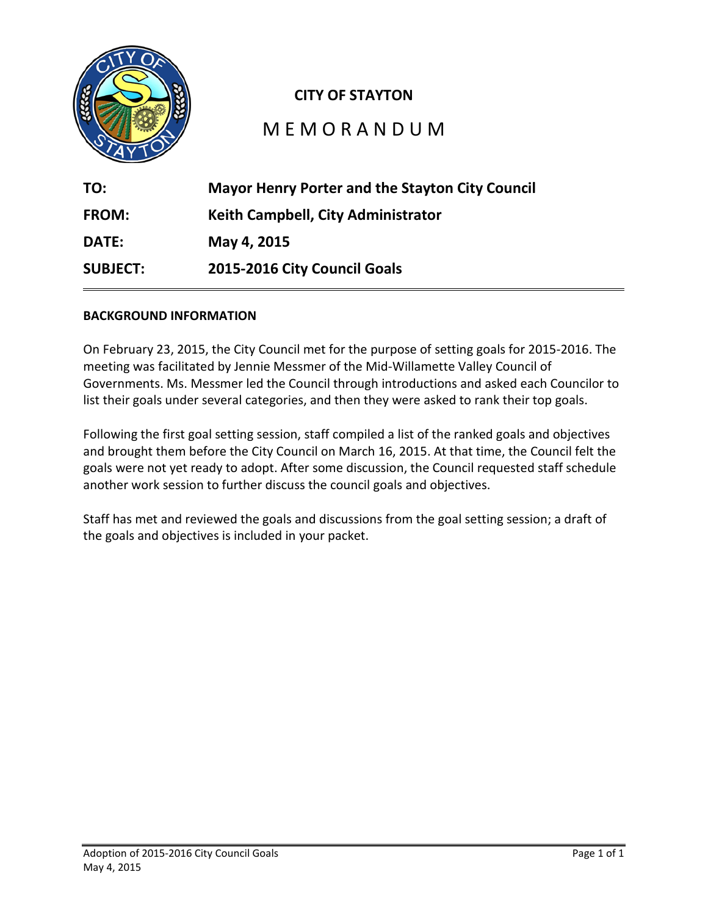**CITY OF STAYTON**

# M E M O R A N D U M

| | |
|---|---|
| **TO:** | **Mayor Henry Porter and the Stayton City Council** |
| **FROM:** | **Keith Campbell, City Administrator** |
| **DATE:** | **May 4, 2015** |
| **SUBJECT:** | **2015-2016 City Council Goals** |

## BACKGROUND INFORMATION

On February 23, 2015, the City Council met for the purpose of setting goals for 2015-2016. The meeting was facilitated by Jennie Messmer of the Mid-Willamette Valley Council of Governments. Ms. Messmer led the Council through introductions and asked each Councilor to list their goals under several categories, and then they were asked to rank their top goals.

Following the first goal setting session, staff compiled a list of the ranked goals and objectives and brought them before the City Council on March 16, 2015. At that time, the Council felt the goals were not yet ready to adopt. After some discussion, the Council requested staff schedule another work session to further discuss the council goals and objectives.

Staff has met and reviewed the goals and discussions from the goal setting session; a draft of the goals and objectives is included in your packet.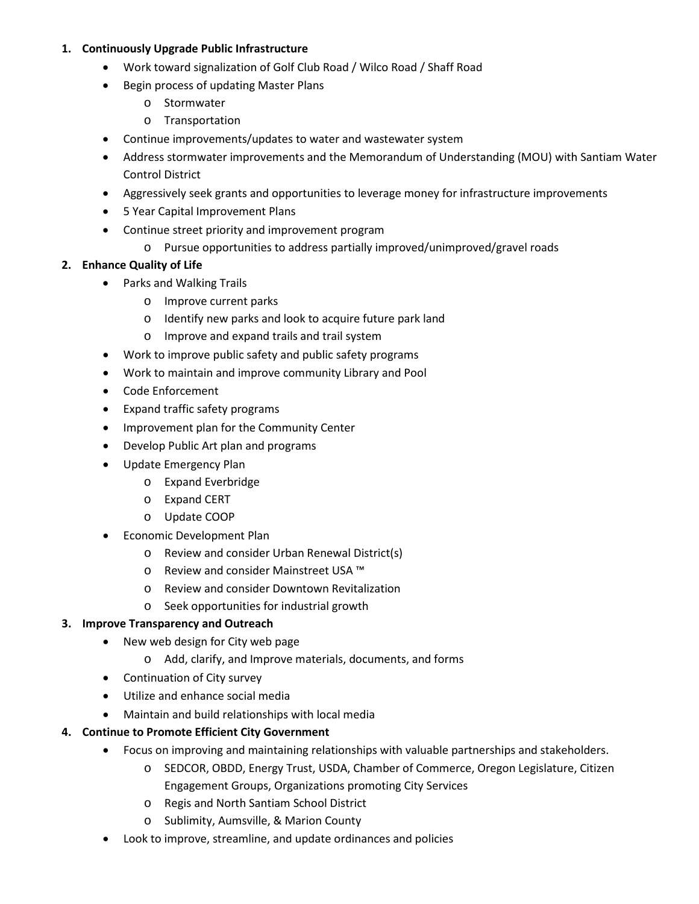1. **Continuously Upgrade Public Infrastructure**
   - Work toward signalization of Golf Club Road / Wilco Road / Shaff Road
   - Begin process of updating Master Plans
     - Stormwater
     - Transportation
   - Continue improvements/updates to water and wastewater system
   - Address stormwater improvements and the Memorandum of Understanding (MOU) with Santiam Water Control District
   - Aggressively seek grants and opportunities to leverage money for infrastructure improvements
   - 5 Year Capital Improvement Plans
   - Continue street priority and improvement program
     - Pursue opportunities to address partially improved/unimproved/gravel roads
2. **Enhance Quality of Life**
   - Parks and Walking Trails
     - Improve current parks
     - Identify new parks and look to acquire future park land
     - Improve and expand trails and trail system
   - Work to improve public safety and public safety programs
   - Work to maintain and improve community Library and Pool
   - Code Enforcement
   - Expand traffic safety programs
   - Improvement plan for the Community Center
   - Develop Public Art plan and programs
   - Update Emergency Plan
     - Expand Everbridge
     - Expand CERT
     - Update COOP
   - Economic Development Plan
     - Review and consider Urban Renewal District(s)
     - Review and consider Mainstreet USA ™
     - Review and consider Downtown Revitalization
     - Seek opportunities for industrial growth
3. **Improve Transparency and Outreach**
   - New web design for City web page
     - Add, clarify, and Improve materials, documents, and forms
   - Continuation of City survey
   - Utilize and enhance social media
   - Maintain and build relationships with local media
4. **Continue to Promote Efficient City Government**
   - Focus on improving and maintaining relationships with valuable partnerships and stakeholders.
     - SEDCOR, OBDD, Energy Trust, USDA, Chamber of Commerce, Oregon Legislature, Citizen Engagement Groups, Organizations promoting City Services
     - Regis and North Santiam School District
     - Sublimity, Aumsville, & Marion County
   - Look to improve, streamline, and update ordinances and policies